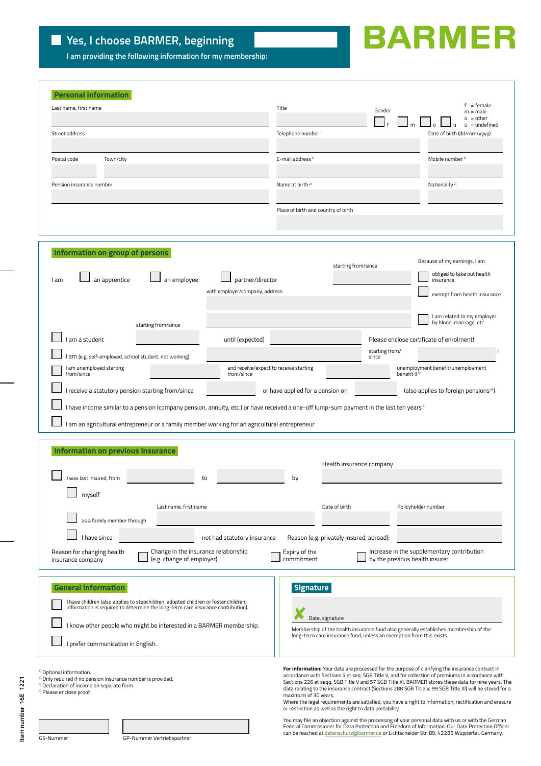# Yes, I choose BARMER, beginning

**I am providing the following information for my membership:**

**BARMER**

## Personal information

Last name, first name

Title

Gender ☐ f ☐ m ☐ o ☐ u

f = female
m = male
o = other
u = undefined

Street address

Telephone number [1]

Date of birth (dd/mm/yyyy)

Postal code    Town/city

E-mail address [1]

Mobile number [1]

Pension insurance number

Name at birth [2]

Nationality [2]

Place of birth and country of birth

## Information on group of persons

I am ☐ an apprentice ☐ an employee ☐ partner/director

starting from/since

with employer/company, address

Because of my earnings, I am

☐ obliged to take out health insurance

☐ exempt from health insurance

☐ I am related to my employer by blood, marriage, etc.

starting from/since

☐ I am a student    until (expected)    Please enclose certificate of enrolment!

☐ I am (e.g. self-employed, school student, not working)    starting from/since [3]

☐ I am unemployed starting from/since    and receive/expect to receive starting from/since    unemployment benefit/unemployment benefit II [4]

☐ I receive a statutory pension starting from/since    or have applied for a pension on    (also applies to foreign pensions [4])

☐ I have income similar to a pension (company pension, annuity, etc.) or have received a one-off lump-sum payment in the last ten years [4]

☐ I am an agricultural entrepreneur or a family member working for an agricultural entrepreneur

## Information on previous insurance

☐ I was last insured, from    to    by    Health insurance company

☐ myself

☐ as a family member through    Last name, first name    Date of birth    Policyholder number

☐ I have since    not had statutory insurance    Reason (e.g. privately insured, abroad):

Reason for changing health insurance company ☐ Change in the insurance relationship (e.g. change of employer) ☐ Expiry of the commitment ☐ Increase in the supplementary contribution by the previous health insurer

## General information

☐ I have children (also applies to stepchildren, adopted children or foster children; information is required to determine the long-term care insurance contribution).

☐ I know other people who might be interested in a BARMER membership.

☐ I prefer communication in English.

## Signature

✗ Date, signature

Membership of the health insurance fund also generally establishes membership of the long-term care insurance fund, unless an exemption from this exists.

[1] Optional information.
[2] Only required if no pension insurance number is provided.
[3] Declaration of income on separate form.
[4] Please enclose proof.

**For information:** Your data are processed for the purpose of clarifying the insurance contract in accordance with Sections 5 et seq. SGB Title V, and for collection of premiums in accordance with Sections 226 et seqq. SGB Title V and 57 SGB Title XI. BARMER stores these data for nine years. The data relating to the insurance contract (Sections 288 SGB Title V, 99 SGB Title XI) will be stored for a maximum of 30 years.
Where the legal requirements are satisfied, you have a right to information, rectification and erasure or restriction as well as the right to data portability.

You may file an objection against the processing of your personal data with us or with the German Federal Commissioner for Data Protection and Freedom of Information. Our Data Protection Officer can be reached at datenschutz@barmer.de or Lichtscheider Str. 89, 42285 Wuppertal, Germany.

GS-Nummer    GP-Nummer Vertriebspartner

Item number 16E 1221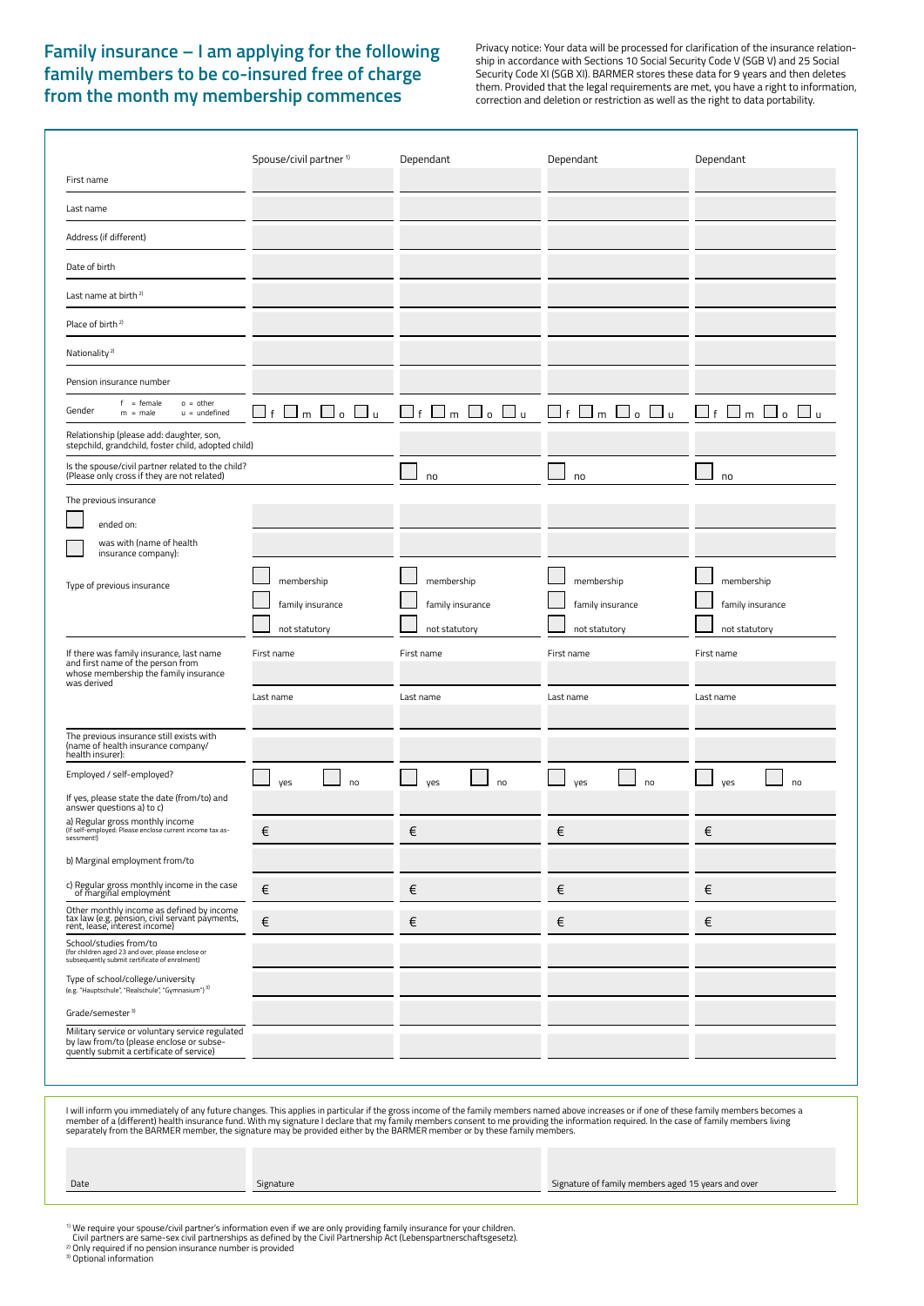## Family insurance – I am applying for the following family members to be co-insured free of charge from the month my membership commences

Privacy notice: Your data will be processed for clarification of the insurance relationship in accordance with Sections 10 Social Security Code V (SGB V) and 25 Social Security Code XI (SGB XI). BARMER stores these data for 9 years and then deletes them. Provided that the legal requirements are met, you have a right to information, correction and deletion or restriction as well as the right to data portability.

| | Spouse/civil partner [1] | Dependant | Dependant | Dependant |
|---|---|---|---|---|
| First name | | | | |
| Last name | | | | |
| Address (if different) | | | | |
| Date of birth | | | | |
| Last name at birth [2] | | | | |
| Place of birth [2] | | | | |
| Nationality [2] | | | | |
| Pension insurance number | | | | |
| Gender (f = female, m = male, o = other, u = undefined) | ☐ f ☐ m ☐ o ☐ u | ☐ f ☐ m ☐ o ☐ u | ☐ f ☐ m ☐ o ☐ u | ☐ f ☐ m ☐ o ☐ u |
| Relationship (please add: daughter, son, stepchild, grandchild, foster child, adopted child) | | | | |
| Is the spouse/civil partner related to the child? (Please only cross if they are not related) | | ☐ no | ☐ no | ☐ no |
| The previous insurance | | | | |
| ☐ ended on: | | | | |
| ☐ was with (name of health insurance company): | | | | |
| Type of previous insurance | ☐ membership ☐ family insurance ☐ not statutory | ☐ membership ☐ family insurance ☐ not statutory | ☐ membership ☐ family insurance ☐ not statutory | ☐ membership ☐ family insurance ☐ not statutory |
| If there was family insurance, last name and first name of the person from whose membership the family insurance was derived | First name<br>Last name | First name<br>Last name | First name<br>Last name | First name<br>Last name |
| The previous insurance still exists with (name of health insurance company/health insurer): | | | | |
| Employed / self-employed? | ☐ yes ☐ no | ☐ yes ☐ no | ☐ yes ☐ no | ☐ yes ☐ no |
| If yes, please state the date (from/to) and answer questions a) to c) | | | | |
| a) Regular gross monthly income (If self-employed: Please enclose current income tax assessment!) | € | € | € | € |
| b) Marginal employment from/to | | | | |
| c) Regular gross monthly income in the case of marginal employment | € | € | € | € |
| Other monthly income as defined by income tax law (e.g. pension, civil servant payments, rent, lease, interest income) | € | € | € | € |
| School/studies from/to (for children aged 23 and over, please enclose or subsequently submit certificate of enrolment) | | | | |
| Type of school/college/university (e.g. "Hauptschule", "Realschule", "Gymnasium") [3] | | | | |
| Grade/semester [3] | | | | |
| Military service or voluntary service regulated by law from/to (please enclose or subsequently submit a certificate of service) | | | | |

I will inform you immediately of any future changes. This applies in particular if the gross income of the family members named above increases or if one of these family members becomes a member of a (different) health insurance fund. With my signature I declare that my family members consent to me providing the information required. In the case of family members living separately from the BARMER member, the signature may be provided either by the BARMER member or by these family members.

| Date | Signature | Signature of family members aged 15 years and over |
|---|---|---|
| | | |

[1] We require your spouse/civil partner's information even if we are only providing family insurance for your children. Civil partners are same-sex civil partnerships as defined by the Civil Partnership Act (Lebenspartnerschaftsgesetz).
[2] Only required if no pension insurance number is provided
[3] Optional information